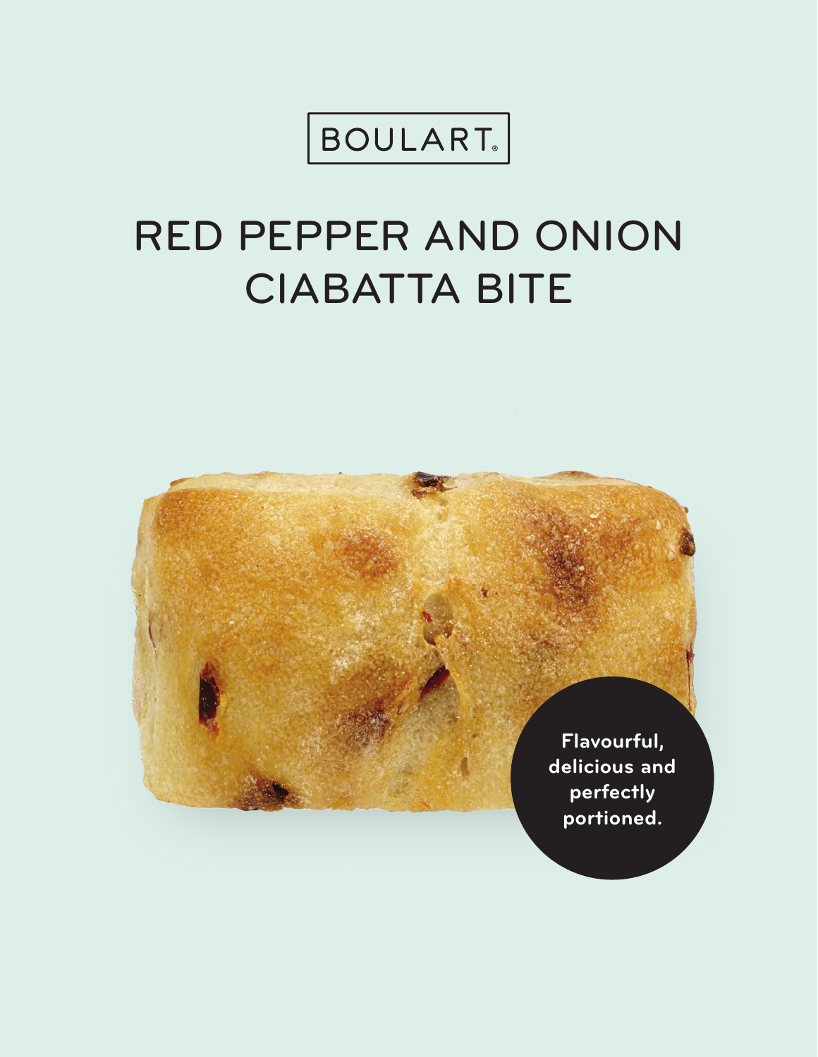BOULART®

# RED PEPPER AND ONION CIABATTA BITE

**Flavourful, delicious and perfectly portioned.**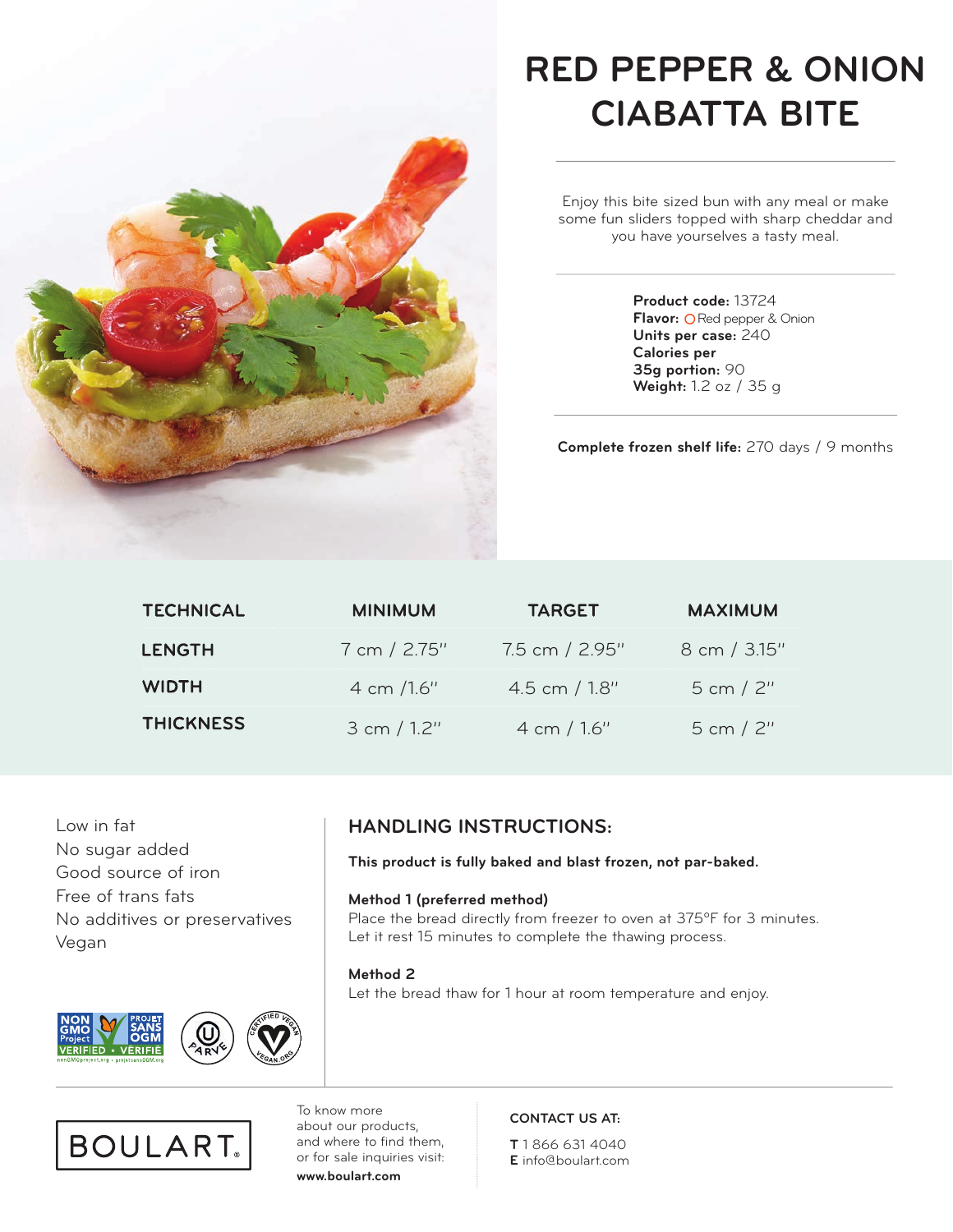# RED PEPPER & ONION CIABATTA BITE

Enjoy this bite sized bun with any meal or make some fun sliders topped with sharp cheddar and you have yourselves a tasty meal.

**Product code:** 13724
**Flavor:** Red pepper & Onion
**Units per case:** 240
**Calories per 35g portion:** 90
**Weight:** 1.2 oz / 35 g

**Complete frozen shelf life:** 270 days / 9 months

| TECHNICAL | MINIMUM | TARGET | MAXIMUM |
|---|---|---|---|
| LENGTH | 7 cm / 2.75" | 7.5 cm / 2.95" | 8 cm / 3.15" |
| WIDTH | 4 cm /1.6" | 4.5 cm / 1.8" | 5 cm / 2" |
| THICKNESS | 3 cm / 1.2" | 4 cm / 1.6" | 5 cm / 2" |

Low in fat
No sugar added
Good source of iron
Free of trans fats
No additives or preservatives
Vegan

## HANDLING INSTRUCTIONS:

**This product is fully baked and blast frozen, not par-baked.**

**Method 1 (preferred method)**
Place the bread directly from freezer to oven at 375°F for 3 minutes.
Let it rest 15 minutes to complete the thawing process.

**Method 2**
Let the bread thaw for 1 hour at room temperature and enjoy.

BOULART

To know more about our products, and where to find them, or for sale inquiries visit:
**www.boulart.com**

**CONTACT US AT:**

**T** 1 866 631 4040
**E** info@boulart.com